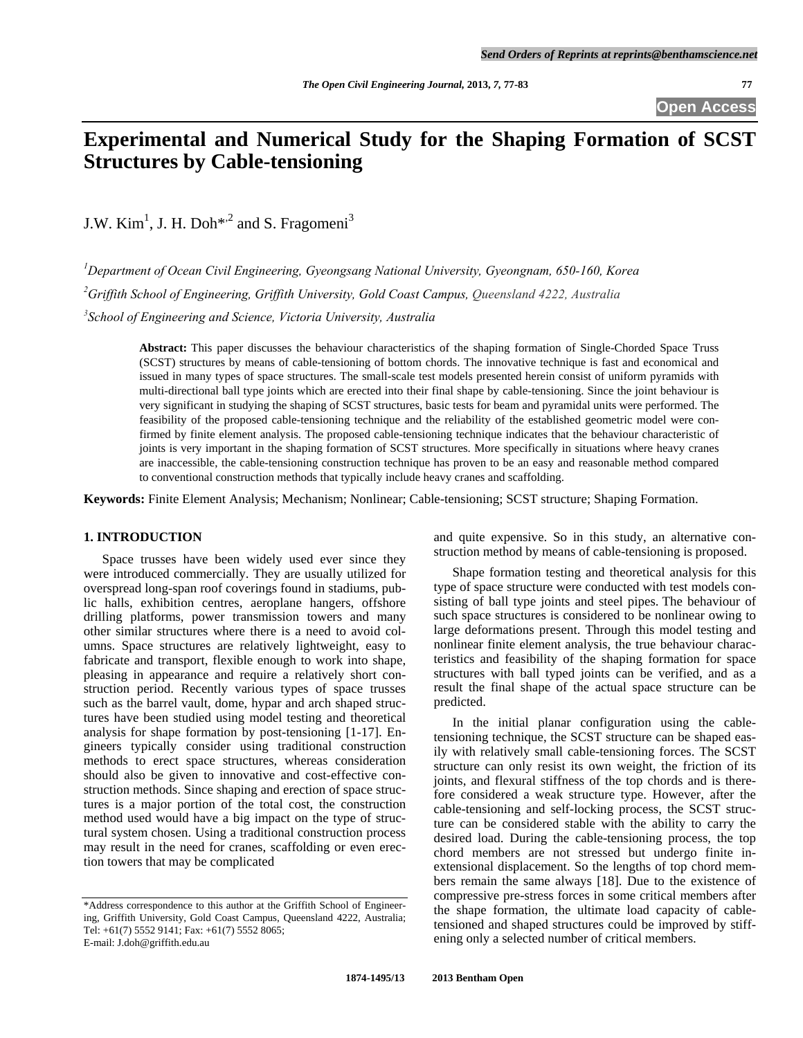# Experimental and Numerical Study for the Shaping Formation of SCST Structures by Cable-tensioning

J.W. Kim[1], J. H. Doh*[,2] and S. Fragomeni[3]

[1]*Department of Ocean Civil Engineering, Gyeongsang National University, Gyeongnam, 650-160, Korea*

[2]*Griffith School of Engineering, Griffith University, Gold Coast Campus, Queensland 4222, Australia*

[3]*School of Engineering and Science, Victoria University, Australia*

**Abstract:** This paper discusses the behaviour characteristics of the shaping formation of Single-Chorded Space Truss (SCST) structures by means of cable-tensioning of bottom chords. The innovative technique is fast and economical and issued in many types of space structures. The small-scale test models presented herein consist of uniform pyramids with multi-directional ball type joints which are erected into their final shape by cable-tensioning. Since the joint behaviour is very significant in studying the shaping of SCST structures, basic tests for beam and pyramidal units were performed. The feasibility of the proposed cable-tensioning technique and the reliability of the established geometric model were confirmed by finite element analysis. The proposed cable-tensioning technique indicates that the behaviour characteristic of joints is very important in the shaping formation of SCST structures. More specifically in situations where heavy cranes are inaccessible, the cable-tensioning construction technique has proven to be an easy and reasonable method compared to conventional construction methods that typically include heavy cranes and scaffolding.

**Keywords:** Finite Element Analysis; Mechanism; Nonlinear; Cable-tensioning; SCST structure; Shaping Formation.

## 1. INTRODUCTION

Space trusses have been widely used ever since they were introduced commercially. They are usually utilized for overspread long-span roof coverings found in stadiums, public halls, exhibition centres, aeroplane hangers, offshore drilling platforms, power transmission towers and many other similar structures where there is a need to avoid columns. Space structures are relatively lightweight, easy to fabricate and transport, flexible enough to work into shape, pleasing in appearance and require a relatively short construction period. Recently various types of space trusses such as the barrel vault, dome, hypar and arch shaped structures have been studied using model testing and theoretical analysis for shape formation by post-tensioning [1-17]. Engineers typically consider using traditional construction methods to erect space structures, whereas consideration should also be given to innovative and cost-effective construction methods. Since shaping and erection of space structures is a major portion of the total cost, the construction method used would have a big impact on the type of structural system chosen. Using a traditional construction process may result in the need for cranes, scaffolding or even erection towers that may be complicated and quite expensive. So in this study, an alternative construction method by means of cable-tensioning is proposed.

Shape formation testing and theoretical analysis for this type of space structure were conducted with test models consisting of ball type joints and steel pipes. The behaviour of such space structures is considered to be nonlinear owing to large deformations present. Through this model testing and nonlinear finite element analysis, the true behaviour characteristics and feasibility of the shaping formation for space structures with ball typed joints can be verified, and as a result the final shape of the actual space structure can be predicted.

In the initial planar configuration using the cable-tensioning technique, the SCST structure can be shaped easily with relatively small cable-tensioning forces. The SCST structure can only resist its own weight, the friction of its joints, and flexural stiffness of the top chords and is therefore considered a weak structure type. However, after the cable-tensioning and self-locking process, the SCST structure can be considered stable with the ability to carry the desired load. During the cable-tensioning process, the top chord members are not stressed but undergo finite inextensional displacement. So the lengths of top chord members remain the same always [18]. Due to the existence of compressive pre-stress forces in some critical members after the shape formation, the ultimate load capacity of cable-tensioned and shaped structures could be improved by stiffening only a selected number of critical members.

*Address correspondence to this author at the Griffith School of Engineering, Griffith University, Gold Coast Campus, Queensland 4222, Australia; Tel: +61(7) 5552 9141; Fax: +61(7) 5552 8065;
E-mail: J.doh@griffith.edu.au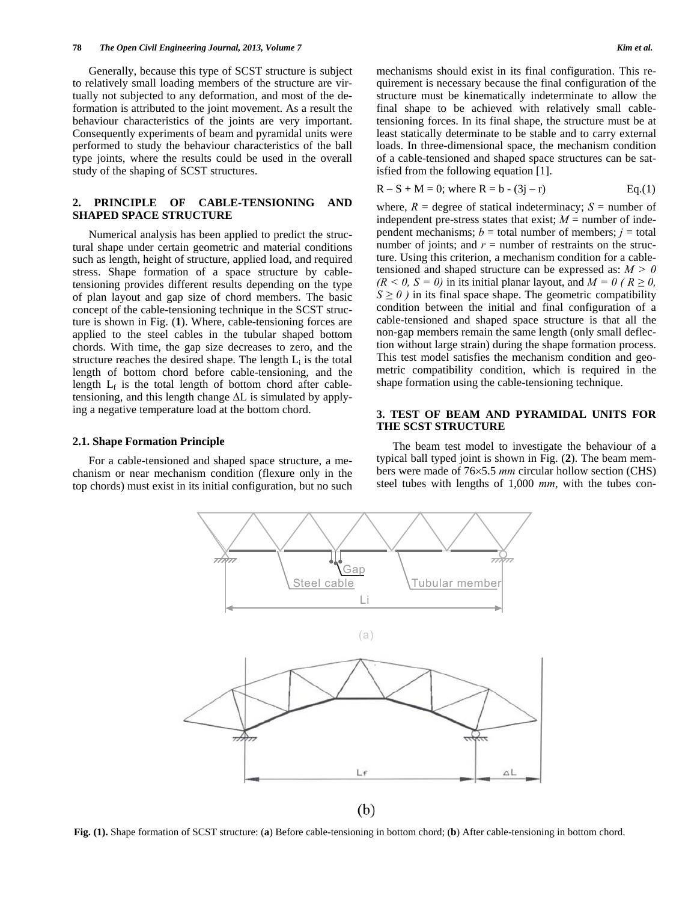Generally, because this type of SCST structure is subject to relatively small loading members of the structure are virtually not subjected to any deformation, and most of the deformation is attributed to the joint movement. As a result the behaviour characteristics of the joints are very important. Consequently experiments of beam and pyramidal units were performed to study the behaviour characteristics of the ball type joints, where the results could be used in the overall study of the shaping of SCST structures.

## 2. PRINCIPLE OF CABLE-TENSIONING AND SHAPED SPACE STRUCTURE

Numerical analysis has been applied to predict the structural shape under certain geometric and material conditions such as length, height of structure, applied load, and required stress. Shape formation of a space structure by cable-tensioning provides different results depending on the type of plan layout and gap size of chord members. The basic concept of the cable-tensioning technique in the SCST structure is shown in Fig. (**1**). Where, cable-tensioning forces are applied to the steel cables in the tubular shaped bottom chords. With time, the gap size decreases to zero, and the structure reaches the desired shape. The length $L_i$ is the total length of bottom chord before cable-tensioning, and the length $L_f$ is the total length of bottom chord after cable-tensioning, and this length change $\Delta L$ is simulated by applying a negative temperature load at the bottom chord.

### 2.1. Shape Formation Principle

For a cable-tensioned and shaped space structure, a mechanism or near mechanism condition (flexure only in the top chords) must exist in its initial configuration, but no such mechanisms should exist in its final configuration. This requirement is necessary because the final configuration of the structure must be kinematically indeterminate to allow the final shape to be achieved with relatively small cable-tensioning forces. In its final shape, the structure must be at least statically determinate to be stable and to carry external loads. In three-dimensional space, the mechanism condition of a cable-tensioned and shaped space structures can be satisfied from the following equation [1].

$$R - S + M = 0; \text{ where } R = b - (3j - r) \qquad \text{Eq.(1)}$$

where, $R$ = degree of statical indeterminacy; $S$ = number of independent pre-stress states that exist; $M$ = number of independent mechanisms; $b$ = total number of members; $j$ = total number of joints; and $r$ = number of restraints on the structure. Using this criterion, a mechanism condition for a cable-tensioned and shaped structure can be expressed as: $M > 0$ $(R < 0,\ S = 0)$ in its initial planar layout, and $M = 0$ $(R \geq 0,\ S \geq 0)$ in its final space shape. The geometric compatibility condition between the initial and final configuration of a cable-tensioned and shaped space structure is that all the non-gap members remain the same length (only small deflection without large strain) during the shape formation process. This test model satisfies the mechanism condition and geometric compatibility condition, which is required in the shape formation using the cable-tensioning technique.

## 3. TEST OF BEAM AND PYRAMIDAL UNITS FOR THE SCST STRUCTURE

The beam test model to investigate the behaviour of a typical ball typed joint is shown in Fig. (**2**). The beam members were made of 76×5.5 *mm* circular hollow section (CHS) steel tubes with lengths of 1,000 *mm*, with the tubes con-

**Fig. (1).** Shape formation of SCST structure: (**a**) Before cable-tensioning in bottom chord; (**b**) After cable-tensioning in bottom chord.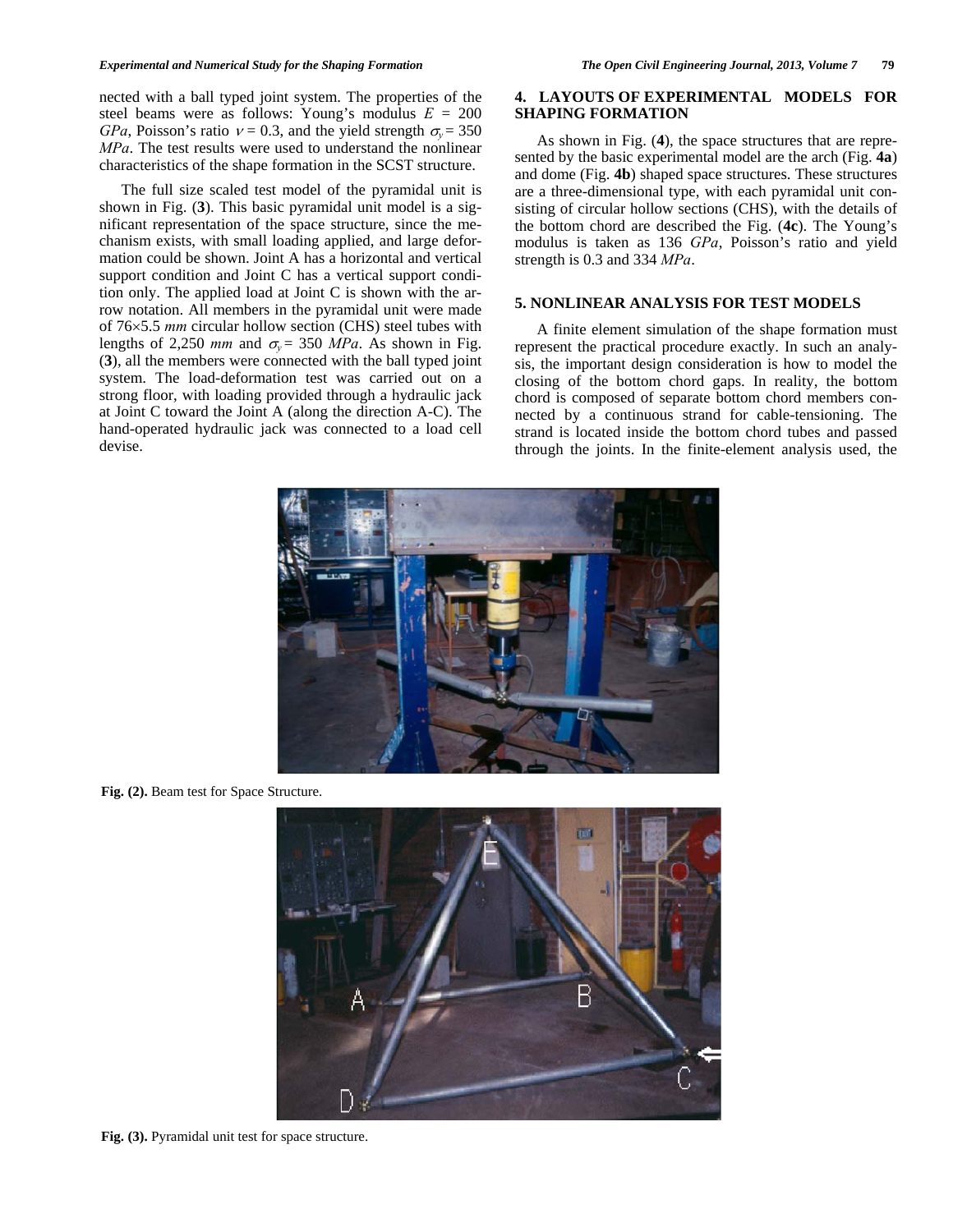nected with a ball typed joint system. The properties of the steel beams were as follows: Young's modulus $E$ = 200 $GPa$, Poisson's ratio $\nu = 0.3$, and the yield strength $\sigma_y = 350$ $MPa$. The test results were used to understand the nonlinear characteristics of the shape formation in the SCST structure.

The full size scaled test model of the pyramidal unit is shown in Fig. (**3**). This basic pyramidal unit model is a significant representation of the space structure, since the mechanism exists, with small loading applied, and large deformation could be shown. Joint A has a horizontal and vertical support condition and Joint C has a vertical support condition only. The applied load at Joint C is shown with the arrow notation. All members in the pyramidal unit were made of 76×5.5 *mm* circular hollow section (CHS) steel tubes with lengths of 2,250 *mm* and $\sigma_y = 350$ *MPa*. As shown in Fig. (**3**), all the members were connected with the ball typed joint system. The load-deformation test was carried out on a strong floor, with loading provided through a hydraulic jack at Joint C toward the Joint A (along the direction A-C). The hand-operated hydraulic jack was connected to a load cell devise.

## 4. LAYOUTS OF EXPERIMENTAL MODELS FOR SHAPING FORMATION

As shown in Fig. (**4**), the space structures that are represented by the basic experimental model are the arch (Fig. **4a**) and dome (Fig. **4b**) shaped space structures. These structures are a three-dimensional type, with each pyramidal unit consisting of circular hollow sections (CHS), with the details of the bottom chord are described the Fig. (**4c**). The Young's modulus is taken as 136 *GPa*, Poisson's ratio and yield strength is 0.3 and 334 *MPa*.

## 5. NONLINEAR ANALYSIS FOR TEST MODELS

A finite element simulation of the shape formation must represent the practical procedure exactly. In such an analysis, the important design consideration is how to model the closing of the bottom chord gaps. In reality, the bottom chord is composed of separate bottom chord members connected by a continuous strand for cable-tensioning. The strand is located inside the bottom chord tubes and passed through the joints. In the finite-element analysis used, the

**Fig. (2).** Beam test for Space Structure.

**Fig. (3).** Pyramidal unit test for space structure.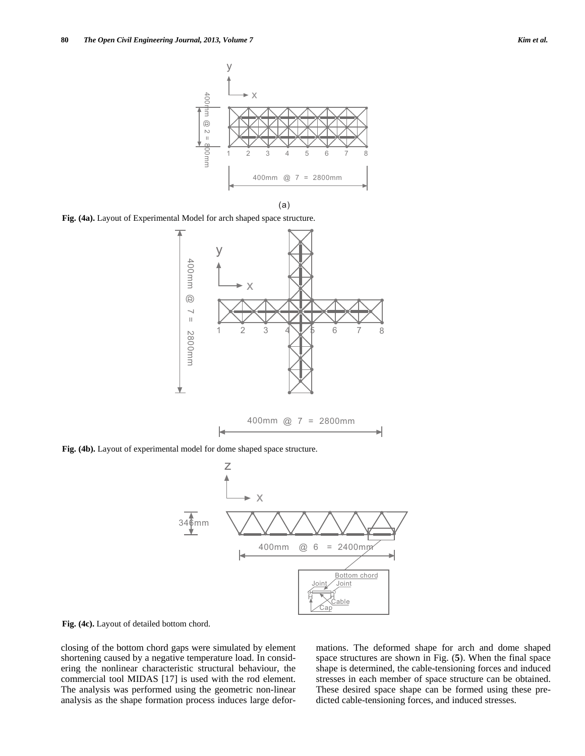Fig. (4a). Layout of Experimental Model for arch shaped space structure.

Fig. (4b). Layout of experimental model for dome shaped space structure.

Fig. (4c). Layout of detailed bottom chord.

closing of the bottom chord gaps were simulated by element shortening caused by a negative temperature load. In considering the nonlinear characteristic structural behaviour, the commercial tool MIDAS [17] is used with the rod element. The analysis was performed using the geometric non-linear analysis as the shape formation process induces large deformations. The deformed shape for arch and dome shaped space structures are shown in Fig. (**5**). When the final space shape is determined, the cable-tensioning forces and induced stresses in each member of space structure can be obtained. These desired space shape can be formed using these predicted cable-tensioning forces, and induced stresses.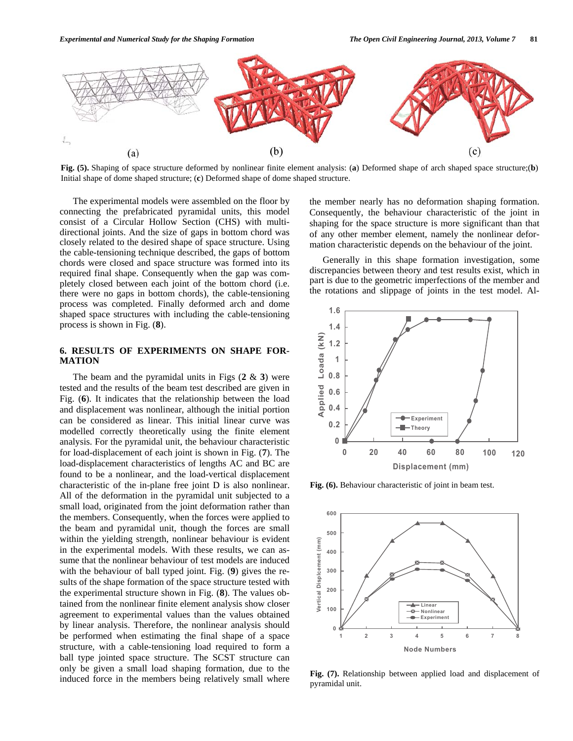Fig. (5). Shaping of space structure deformed by nonlinear finite element analysis: (**a**) Deformed shape of arch shaped space structure;(**b**) Initial shape of dome shaped structure; (**c**) Deformed shape of dome shaped structure.

The experimental models were assembled on the floor by connecting the prefabricated pyramidal units, this model consist of a Circular Hollow Section (CHS) with multi-directional joints. And the size of gaps in bottom chord was closely related to the desired shape of space structure. Using the cable-tensioning technique described, the gaps of bottom chords were closed and space structure was formed into its required final shape. Consequently when the gap was completely closed between each joint of the bottom chord (i.e. there were no gaps in bottom chords), the cable-tensioning process was completed. Finally deformed arch and dome shaped space structures with including the cable-tensioning process is shown in Fig. (**8**).

## 6. RESULTS OF EXPERIMENTS ON SHAPE FORMATION

The beam and the pyramidal units in Figs (**2** & **3**) were tested and the results of the beam test described are given in Fig. (**6**). It indicates that the relationship between the load and displacement was nonlinear, although the initial portion can be considered as linear. This initial linear curve was modelled correctly theoretically using the finite element analysis. For the pyramidal unit, the behaviour characteristic for load-displacement of each joint is shown in Fig. (**7**). The load-displacement characteristics of lengths AC and BC are found to be a nonlinear, and the load-vertical displacement characteristic of the in-plane free joint D is also nonlinear. All of the deformation in the pyramidal unit subjected to a small load, originated from the joint deformation rather than the members. Consequently, when the forces were applied to the beam and pyramidal unit, though the forces are small within the yielding strength, nonlinear behaviour is evident in the experimental models. With these results, we can assume that the nonlinear behaviour of test models are induced with the behaviour of ball typed joint. Fig. (**9**) gives the results of the shape formation of the space structure tested with the experimental structure shown in Fig. (**8**). The values obtained from the nonlinear finite element analysis show closer agreement to experimental values than the values obtained by linear analysis. Therefore, the nonlinear analysis should be performed when estimating the final shape of a space structure, with a cable-tensioning load required to form a ball type jointed space structure. The SCST structure can only be given a small load shaping formation, due to the induced force in the members being relatively small where the member nearly has no deformation shaping formation. Consequently, the behaviour characteristic of the joint in shaping for the space structure is more significant than that of any other member element, namely the nonlinear deformation characteristic depends on the behaviour of the joint.

Generally in this shape formation investigation, some discrepancies between theory and test results exist, which in part is due to the geometric imperfections of the member and the rotations and slippage of joints in the test model. Al-

Fig. (6). Behaviour characteristic of joint in beam test.

Fig. (7). Relationship between applied load and displacement of pyramidal unit.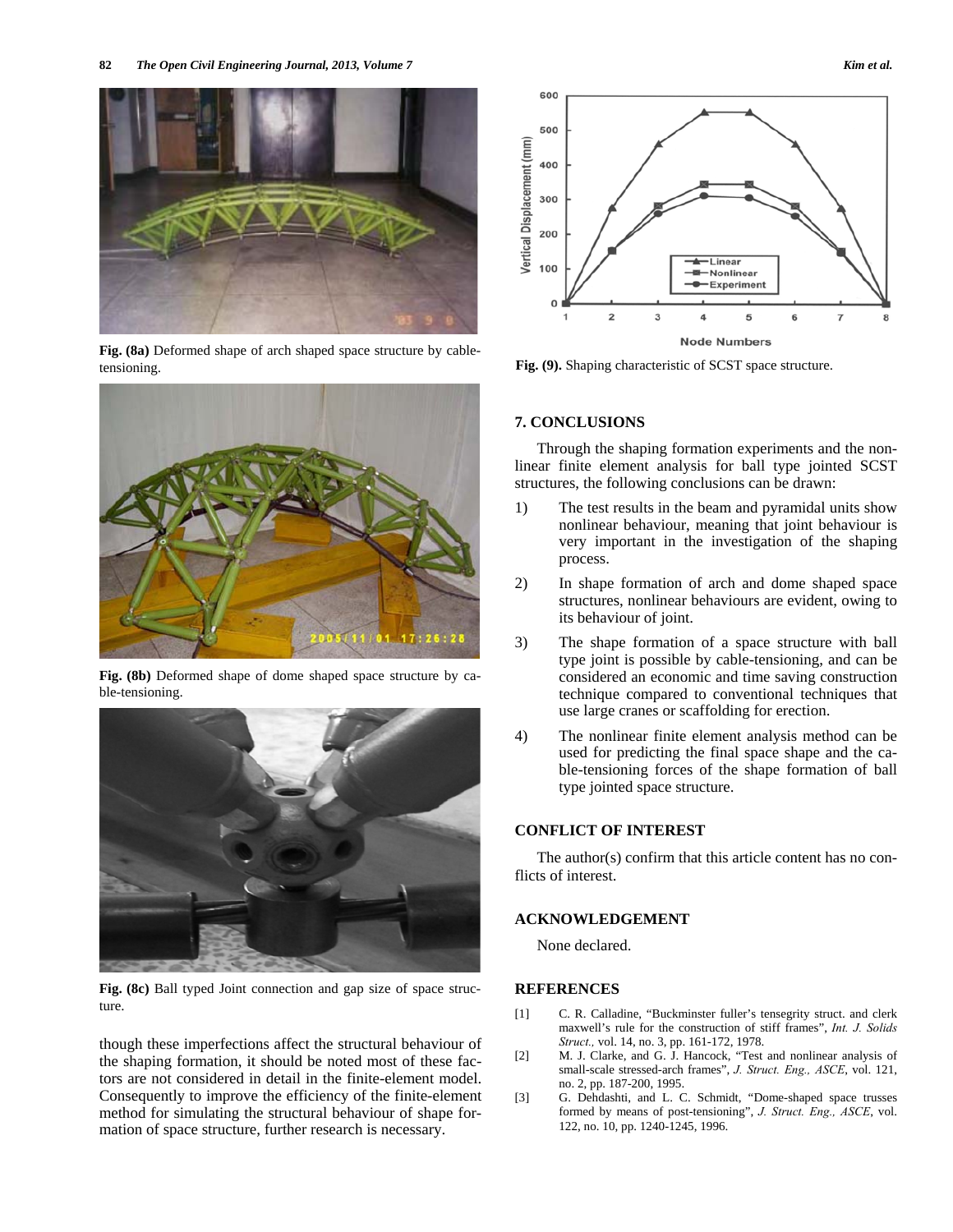Fig. (8a) Deformed shape of arch shaped space structure by cable-tensioning.

Fig. (8b) Deformed shape of dome shaped space structure by cable-tensioning.

Fig. (8c) Ball typed Joint connection and gap size of space structure.

though these imperfections affect the structural behaviour of the shaping formation, it should be noted most of these factors are not considered in detail in the finite-element model. Consequently to improve the efficiency of the finite-element method for simulating the structural behaviour of shape formation of space structure, further research is necessary.

Fig. (9). Shaping characteristic of SCST space structure.

## 7. CONCLUSIONS

Through the shaping formation experiments and the non-linear finite element analysis for ball type jointed SCST structures, the following conclusions can be drawn:

1) The test results in the beam and pyramidal units show nonlinear behaviour, meaning that joint behaviour is very important in the investigation of the shaping process.
2) In shape formation of arch and dome shaped space structures, nonlinear behaviours are evident, owing to its behaviour of joint.
3) The shape formation of a space structure with ball type joint is possible by cable-tensioning, and can be considered an economic and time saving construction technique compared to conventional techniques that use large cranes or scaffolding for erection.
4) The nonlinear finite element analysis method can be used for predicting the final space shape and the cable-tensioning forces of the shape formation of ball type jointed space structure.

## CONFLICT OF INTEREST

The author(s) confirm that this article content has no conflicts of interest.

## ACKNOWLEDGEMENT

None declared.

## REFERENCES

[1] C. R. Calladine, "Buckminster fuller's tensegrity struct. and clerk maxwell's rule for the construction of stiff frames", *Int. J. Solids Struct.,* vol. 14, no. 3, pp. 161-172, 1978.

[2] M. J. Clarke, and G. J. Hancock, "Test and nonlinear analysis of small-scale stressed-arch frames", *J. Struct. Eng., ASCE*, vol. 121, no. 2, pp. 187-200, 1995.

[3] G. Dehdashti, and L. C. Schmidt, "Dome-shaped space trusses formed by means of post-tensioning", *J. Struct. Eng., ASCE*, vol. 122, no. 10, pp. 1240-1245, 1996.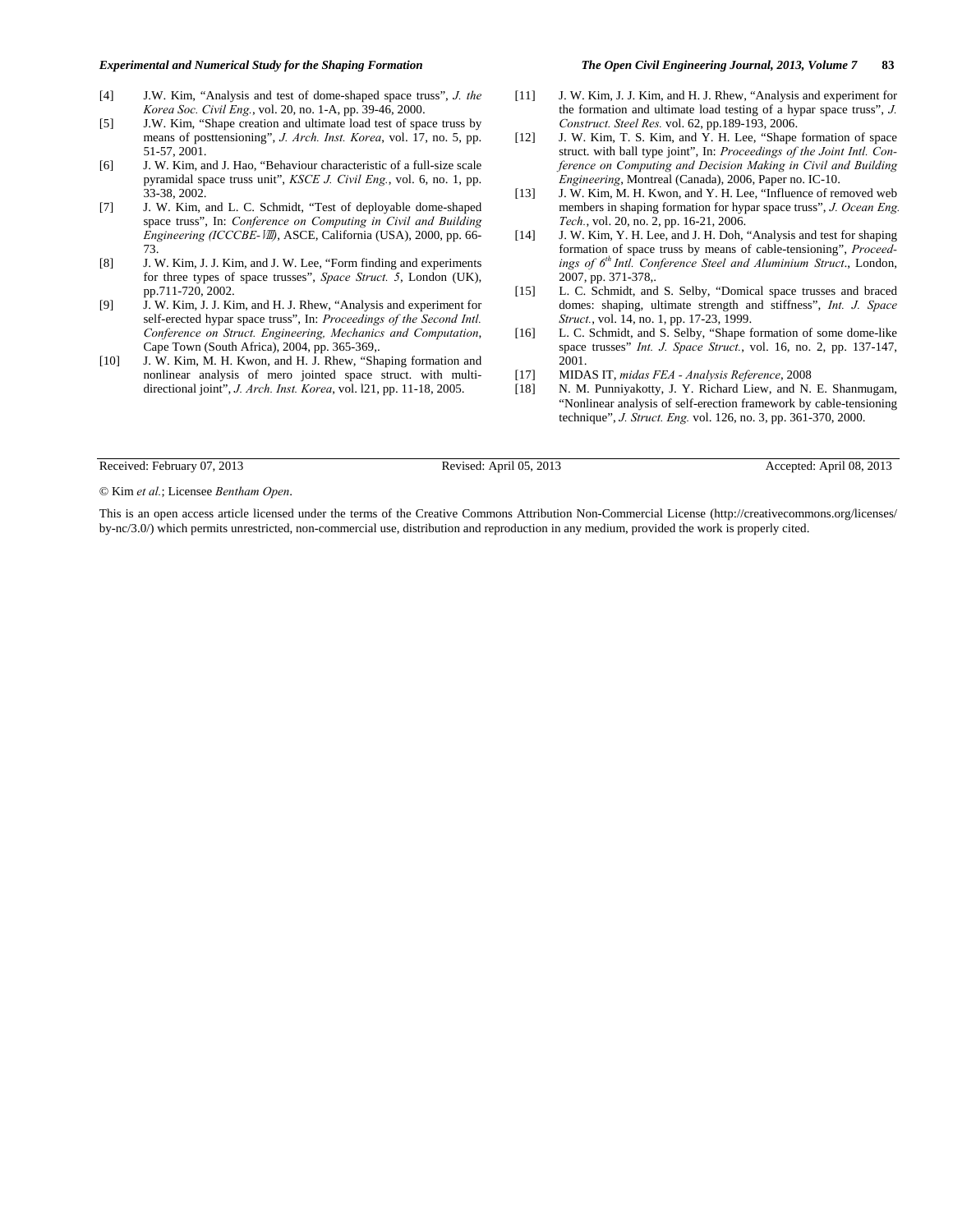[4] J.W. Kim, "Analysis and test of dome-shaped space truss", *J. the Korea Soc. Civil Eng.*, vol. 20, no. 1-A, pp. 39-46, 2000.

[5] J.W. Kim, "Shape creation and ultimate load test of space truss by means of posttensioning", *J. Arch. Inst. Korea*, vol. 17, no. 5, pp. 51-57, 2001.

[6] J. W. Kim, and J. Hao, "Behaviour characteristic of a full-size scale pyramidal space truss unit", *KSCE J. Civil Eng.*, vol. 6, no. 1, pp. 33-38, 2002.

[7] J. W. Kim, and L. C. Schmidt, "Test of deployable dome-shaped space truss", In: *Conference on Computing in Civil and Building Engineering (ICCCBE-Ⅷ)*, ASCE, California (USA), 2000, pp. 66-73.

[8] J. W. Kim, J. J. Kim, and J. W. Lee, "Form finding and experiments for three types of space trusses", *Space Struct. 5*, London (UK), pp.711-720, 2002.

[9] J. W. Kim, J. J. Kim, and H. J. Rhew, "Analysis and experiment for self-erected hypar space truss", In: *Proceedings of the Second Intl. Conference on Struct. Engineering, Mechanics and Computation*, Cape Town (South Africa), 2004, pp. 365-369,.

[10] J. W. Kim, M. H. Kwon, and H. J. Rhew, "Shaping formation and nonlinear analysis of mero jointed space struct. with multi-directional joint", *J. Arch. Inst. Korea*, vol. l21, pp. 11-18, 2005.

[11] J. W. Kim, J. J. Kim, and H. J. Rhew, "Analysis and experiment for the formation and ultimate load testing of a hypar space truss", *J. Construct. Steel Res.* vol. 62, pp.189-193, 2006.

[12] J. W. Kim, T. S. Kim, and Y. H. Lee, "Shape formation of space struct. with ball type joint", In: *Proceedings of the Joint Intl. Conference on Computing and Decision Making in Civil and Building Engineering*, Montreal (Canada), 2006, Paper no. IC-10.

[13] J. W. Kim, M. H. Kwon, and Y. H. Lee, "Influence of removed web members in shaping formation for hypar space truss", *J. Ocean Eng. Tech.*, vol. 20, no. 2, pp. 16-21, 2006.

[14] J. W. Kim, Y. H. Lee, and J. H. Doh, "Analysis and test for shaping formation of space truss by means of cable-tensioning", *Proceedings of 6th Intl. Conference Steel and Aluminium Struct*., London, 2007, pp. 371-378,.

[15] L. C. Schmidt, and S. Selby, "Domical space trusses and braced domes: shaping, ultimate strength and stiffness", *Int. J. Space Struct.*, vol. 14, no. 1, pp. 17-23, 1999.

[16] L. C. Schmidt, and S. Selby, "Shape formation of some dome-like space trusses" *Int. J. Space Struct.*, vol. 16, no. 2, pp. 137-147, 2001.

[17] MIDAS IT, *midas FEA - Analysis Reference*, 2008

[18] N. M. Punniyakotty, J. Y. Richard Liew, and N. E. Shanmugam, "Nonlinear analysis of self-erection framework by cable-tensioning technique", *J. Struct. Eng.* vol. 126, no. 3, pp. 361-370, 2000.

Received: February 07, 2013 Revised: April 05, 2013 Accepted: April 08, 2013

© Kim *et al.*; Licensee *Bentham Open*.

This is an open access article licensed under the terms of the Creative Commons Attribution Non-Commercial License (http://creativecommons.org/licenses/by-nc/3.0/) which permits unrestricted, non-commercial use, distribution and reproduction in any medium, provided the work is properly cited.